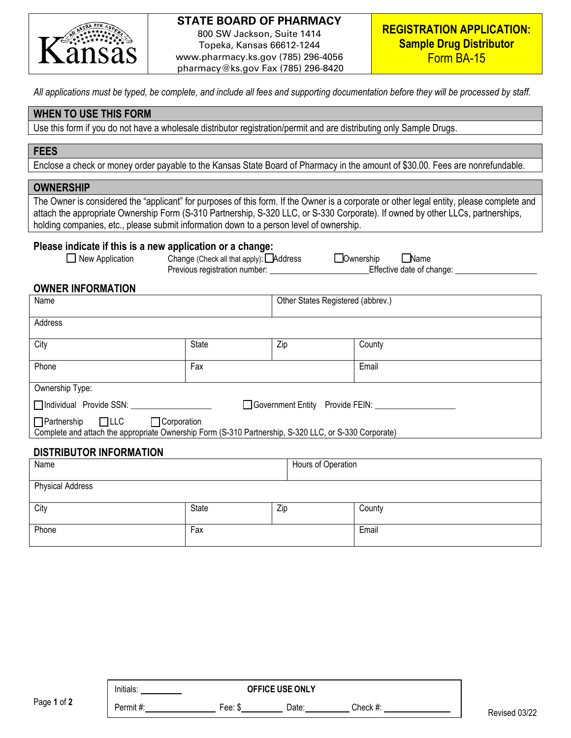**STATE BOARD OF PHARMACY**
800 SW Jackson, Suite 1414
Topeka, Kansas 66612-1244
www.pharmacy.ks.gov (785) 296-4056
pharmacy@ks.gov Fax (785) 296-8420

# REGISTRATION APPLICATION: Sample Drug Distributor
## Form BA-15

*All applications must be typed, be complete, and include all fees and supporting documentation before they will be processed by staff.*

## WHEN TO USE THIS FORM

Use this form if you do not have a wholesale distributor registration/permit and are distributing only Sample Drugs.

## FEES

Enclose a check or money order payable to the Kansas State Board of Pharmacy in the amount of $30.00. Fees are nonrefundable.

## OWNERSHIP

The Owner is considered the "applicant" for purposes of this form. If the Owner is a corporate or other legal entity, please complete and attach the appropriate Ownership Form (S-310 Partnership, S-320 LLC, or S-330 Corporate). If owned by other LLCs, partnerships, holding companies, etc., please submit information down to a person level of ownership.

**Please indicate if this is a new application or a change:**

☐ New Application   Change (Check all that apply): ☐ Address   ☐ Ownership   ☐ Name

Previous registration number: ____________________ Effective date of change: ____________________

### OWNER INFORMATION

| Name | | Other States Registered (abbrev.) | |
|---|---|---|---|
| Address | | | |
| City | State | Zip | County |
| Phone | Fax | | Email |

Ownership Type:

☐ Individual  Provide SSN: ____________________   ☐ Government Entity  Provide FEIN: ____________________

☐ Partnership  ☐ LLC  ☐ Corporation

Complete and attach the appropriate Ownership Form (S-310 Partnership, S-320 LLC, or S-330 Corporate)

### DISTRIBUTOR INFORMATION

| Name | | Hours of Operation | |
|---|---|---|---|
| Physical Address | | | |
| City | State | Zip | County |
| Phone | Fax | | Email |

**OFFICE USE ONLY**

Initials: __________

Permit #: ______________ Fee: $__________ Date: __________ Check #: ______________

Revised 03/22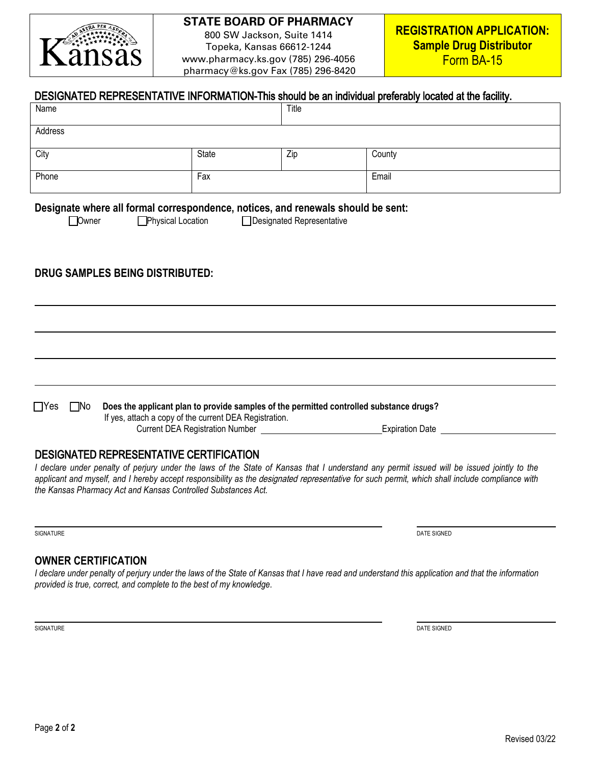**STATE BOARD OF PHARMACY**
800 SW Jackson, Suite 1414
Topeka, Kansas 66612-1244
www.pharmacy.ks.gov (785) 296-4056
pharmacy@ks.gov Fax (785) 296-8420

**REGISTRATION APPLICATION: Sample Drug Distributor**
Form BA-15

## DESIGNATED REPRESENTATIVE INFORMATION-This should be an individual preferably located at the facility.

| | | | |
|---|---|---|---|
| Name | | Title | |
| Address | | | |
| City | State | Zip | County |
| Phone | Fax | | Email |

**Designate where all formal correspondence, notices, and renewals should be sent:**

☐ Owner ☐ Physical Location ☐ Designated Representative

## DRUG SAMPLES BEING DISTRIBUTED:

______________________________________________

______________________________________________

______________________________________________

______________________________________________

☐ Yes ☐ No **Does the applicant plan to provide samples of the permitted controlled substance drugs?**
If yes, attach a copy of the current DEA Registration.
Current DEA Registration Number ______________ Expiration Date ______________

## DESIGNATED REPRESENTATIVE CERTIFICATION

*I declare under penalty of perjury under the laws of the State of Kansas that I understand any permit issued will be issued jointly to the applicant and myself, and I hereby accept responsibility as the designated representative for such permit, which shall include compliance with the Kansas Pharmacy Act and Kansas Controlled Substances Act.*

SIGNATURE ______________________ DATE SIGNED ______________

## OWNER CERTIFICATION

*I declare under penalty of perjury under the laws of the State of Kansas that I have read and understand this application and that the information provided is true, correct, and complete to the best of my knowledge.*

SIGNATURE ______________________ DATE SIGNED ______________

Revised 03/22